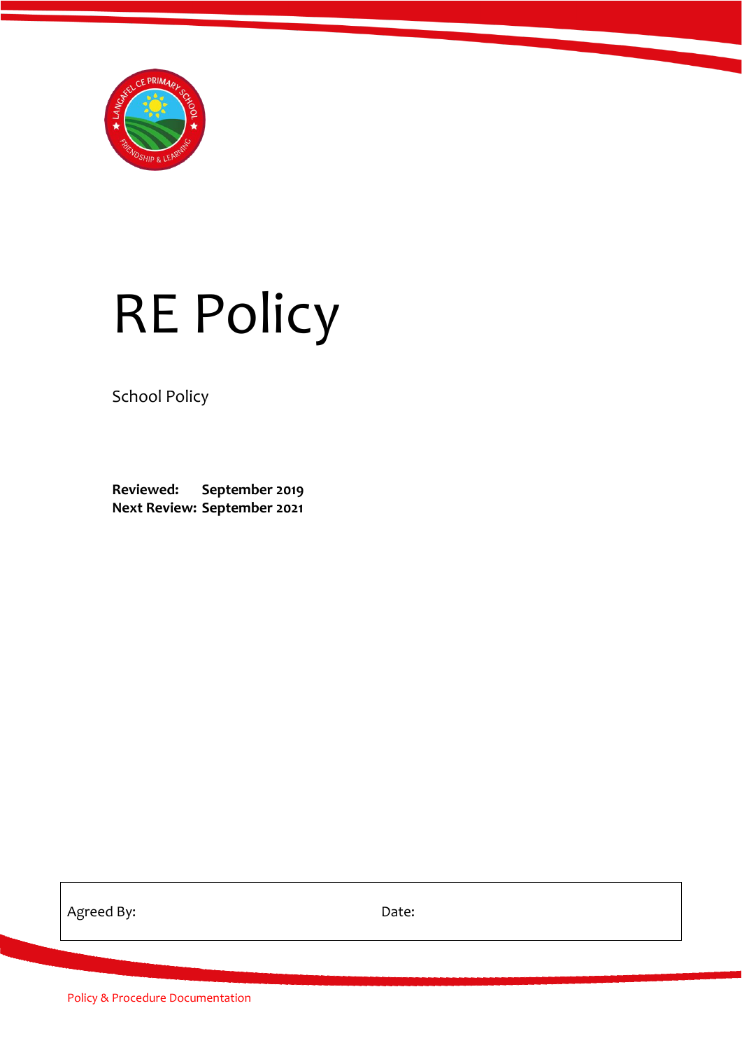# RE Policy

School Policy

**Reviewed: September 2019**
**Next Review: September 2021**

| Agreed By: | Date: |
|---|---|

Policy & Procedure Documentation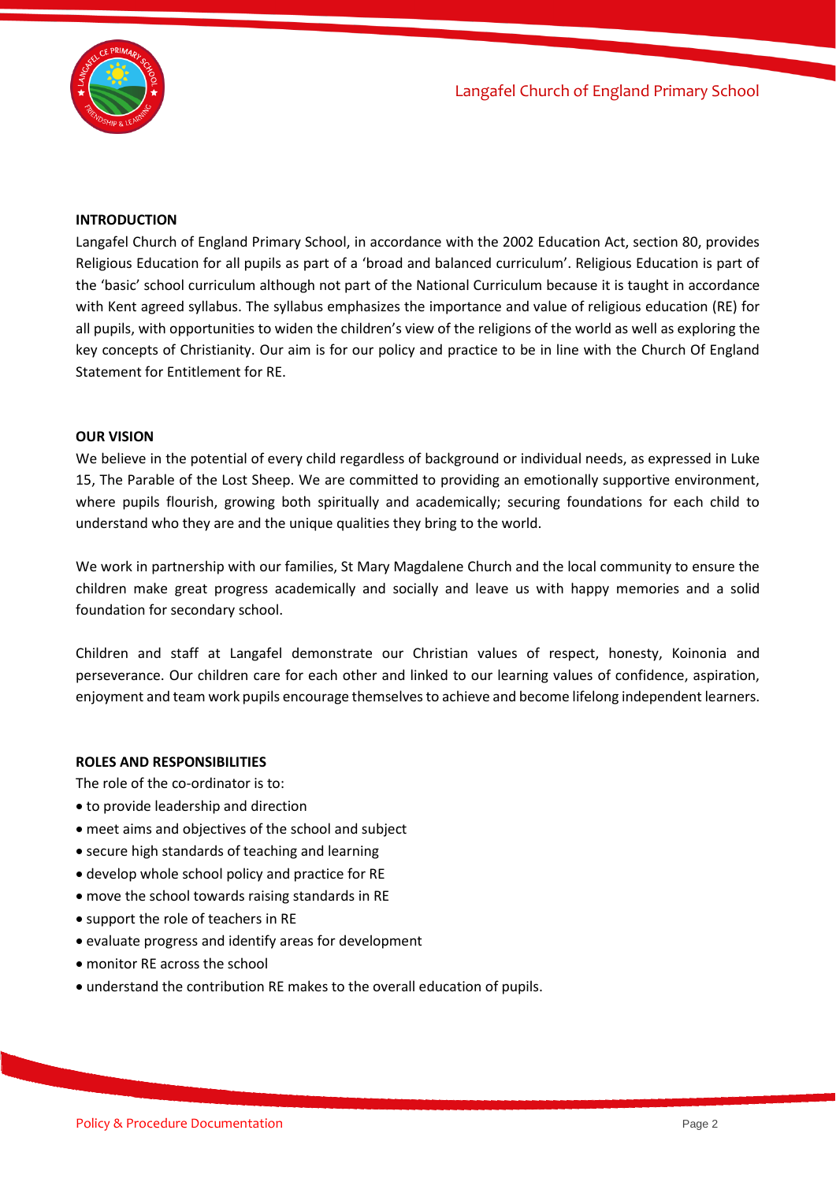## INTRODUCTION

Langafel Church of England Primary School, in accordance with the 2002 Education Act, section 80, provides Religious Education for all pupils as part of a 'broad and balanced curriculum'. Religious Education is part of the 'basic' school curriculum although not part of the National Curriculum because it is taught in accordance with Kent agreed syllabus. The syllabus emphasizes the importance and value of religious education (RE) for all pupils, with opportunities to widen the children's view of the religions of the world as well as exploring the key concepts of Christianity. Our aim is for our policy and practice to be in line with the Church Of England Statement for Entitlement for RE.

## OUR VISION

We believe in the potential of every child regardless of background or individual needs, as expressed in Luke 15, The Parable of the Lost Sheep. We are committed to providing an emotionally supportive environment, where pupils flourish, growing both spiritually and academically; securing foundations for each child to understand who they are and the unique qualities they bring to the world.

We work in partnership with our families, St Mary Magdalene Church and the local community to ensure the children make great progress academically and socially and leave us with happy memories and a solid foundation for secondary school.

Children and staff at Langafel demonstrate our Christian values of respect, honesty, Koinonia and perseverance. Our children care for each other and linked to our learning values of confidence, aspiration, enjoyment and team work pupils encourage themselves to achieve and become lifelong independent learners.

## ROLES AND RESPONSIBILITIES

The role of the co-ordinator is to:

- to provide leadership and direction
- meet aims and objectives of the school and subject
- secure high standards of teaching and learning
- develop whole school policy and practice for RE
- move the school towards raising standards in RE
- support the role of teachers in RE
- evaluate progress and identify areas for development
- monitor RE across the school
- understand the contribution RE makes to the overall education of pupils.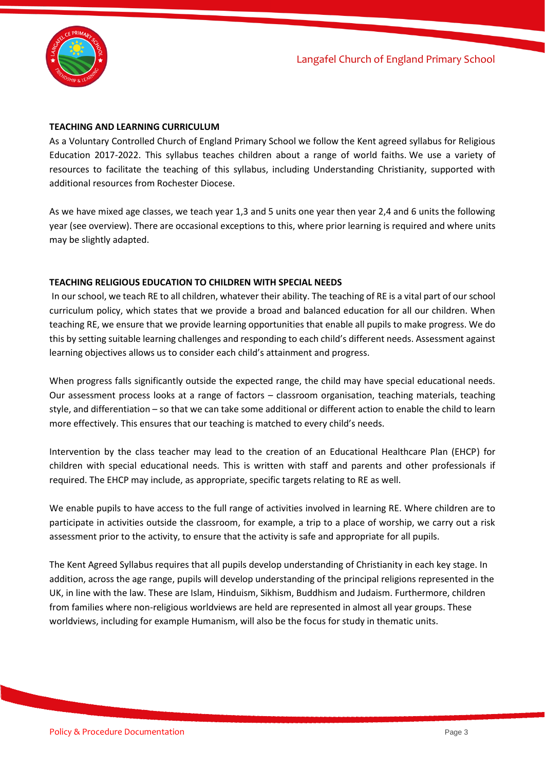**TEACHING AND LEARNING CURRICULUM**

As a Voluntary Controlled Church of England Primary School we follow the Kent agreed syllabus for Religious Education 2017-2022. This syllabus teaches children about a range of world faiths. We use a variety of resources to facilitate the teaching of this syllabus, including Understanding Christianity, supported with additional resources from Rochester Diocese.

As we have mixed age classes, we teach year 1,3 and 5 units one year then year 2,4 and 6 units the following year (see overview). There are occasional exceptions to this, where prior learning is required and where units may be slightly adapted.

**TEACHING RELIGIOUS EDUCATION TO CHILDREN WITH SPECIAL NEEDS**

In our school, we teach RE to all children, whatever their ability. The teaching of RE is a vital part of our school curriculum policy, which states that we provide a broad and balanced education for all our children. When teaching RE, we ensure that we provide learning opportunities that enable all pupils to make progress. We do this by setting suitable learning challenges and responding to each child's different needs. Assessment against learning objectives allows us to consider each child's attainment and progress.

When progress falls significantly outside the expected range, the child may have special educational needs. Our assessment process looks at a range of factors – classroom organisation, teaching materials, teaching style, and differentiation – so that we can take some additional or different action to enable the child to learn more effectively. This ensures that our teaching is matched to every child's needs.

Intervention by the class teacher may lead to the creation of an Educational Healthcare Plan (EHCP) for children with special educational needs. This is written with staff and parents and other professionals if required. The EHCP may include, as appropriate, specific targets relating to RE as well.

We enable pupils to have access to the full range of activities involved in learning RE. Where children are to participate in activities outside the classroom, for example, a trip to a place of worship, we carry out a risk assessment prior to the activity, to ensure that the activity is safe and appropriate for all pupils.

The Kent Agreed Syllabus requires that all pupils develop understanding of Christianity in each key stage. In addition, across the age range, pupils will develop understanding of the principal religions represented in the UK, in line with the law. These are Islam, Hinduism, Sikhism, Buddhism and Judaism. Furthermore, children from families where non-religious worldviews are held are represented in almost all year groups. These worldviews, including for example Humanism, will also be the focus for study in thematic units.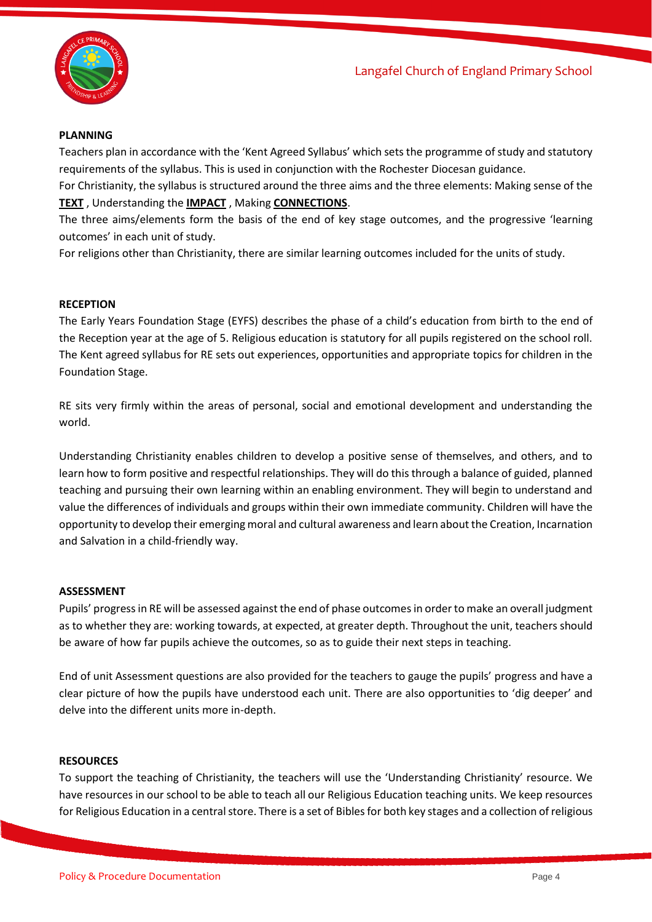**PLANNING**

Teachers plan in accordance with the 'Kent Agreed Syllabus' which sets the programme of study and statutory requirements of the syllabus. This is used in conjunction with the Rochester Diocesan guidance.

For Christianity, the syllabus is structured around the three aims and the three elements: Making sense of the **TEXT** , Understanding the **IMPACT** , Making **CONNECTIONS**.

The three aims/elements form the basis of the end of key stage outcomes, and the progressive 'learning outcomes' in each unit of study.

For religions other than Christianity, there are similar learning outcomes included for the units of study.

**RECEPTION**

The Early Years Foundation Stage (EYFS) describes the phase of a child's education from birth to the end of the Reception year at the age of 5. Religious education is statutory for all pupils registered on the school roll. The Kent agreed syllabus for RE sets out experiences, opportunities and appropriate topics for children in the Foundation Stage.

RE sits very firmly within the areas of personal, social and emotional development and understanding the world.

Understanding Christianity enables children to develop a positive sense of themselves, and others, and to learn how to form positive and respectful relationships. They will do this through a balance of guided, planned teaching and pursuing their own learning within an enabling environment. They will begin to understand and value the differences of individuals and groups within their own immediate community. Children will have the opportunity to develop their emerging moral and cultural awareness and learn about the Creation, Incarnation and Salvation in a child-friendly way.

**ASSESSMENT**

Pupils' progress in RE will be assessed against the end of phase outcomes in order to make an overall judgment as to whether they are: working towards, at expected, at greater depth. Throughout the unit, teachers should be aware of how far pupils achieve the outcomes, so as to guide their next steps in teaching.

End of unit Assessment questions are also provided for the teachers to gauge the pupils' progress and have a clear picture of how the pupils have understood each unit. There are also opportunities to 'dig deeper' and delve into the different units more in-depth.

**RESOURCES**

To support the teaching of Christianity, the teachers will use the 'Understanding Christianity' resource. We have resources in our school to be able to teach all our Religious Education teaching units. We keep resources for Religious Education in a central store. There is a set of Bibles for both key stages and a collection of religious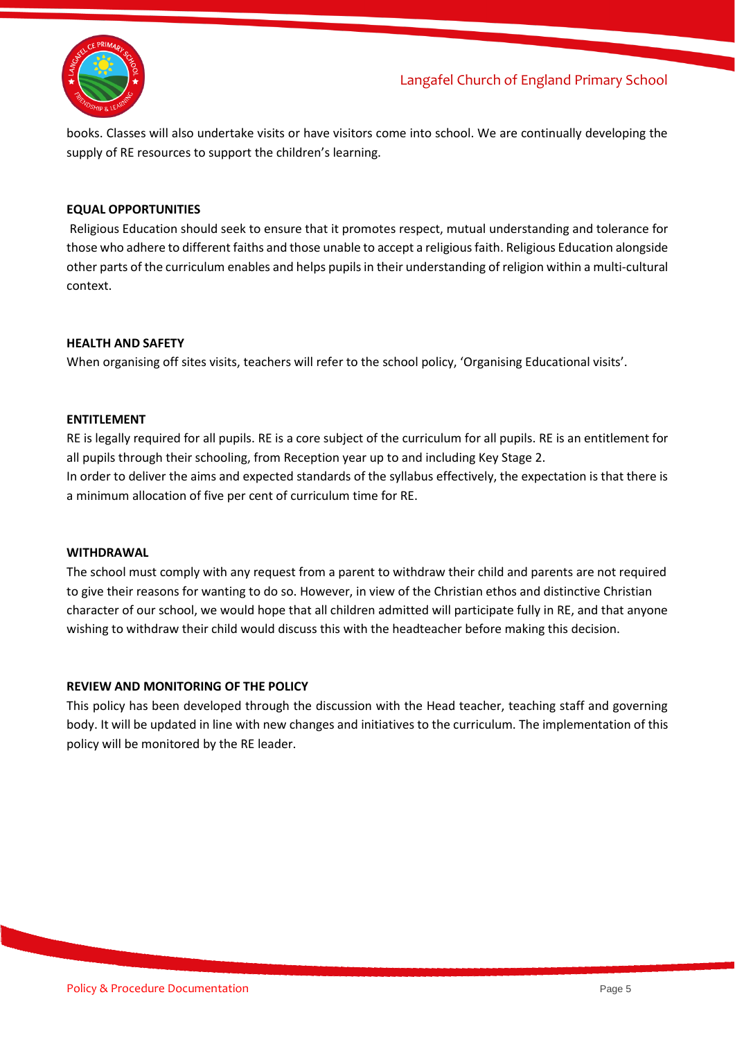books. Classes will also undertake visits or have visitors come into school. We are continually developing the supply of RE resources to support the children's learning.

**EQUAL OPPORTUNITIES**

Religious Education should seek to ensure that it promotes respect, mutual understanding and tolerance for those who adhere to different faiths and those unable to accept a religious faith. Religious Education alongside other parts of the curriculum enables and helps pupils in their understanding of religion within a multi-cultural context.

**HEALTH AND SAFETY**

When organising off sites visits, teachers will refer to the school policy, 'Organising Educational visits'.

**ENTITLEMENT**

RE is legally required for all pupils. RE is a core subject of the curriculum for all pupils. RE is an entitlement for all pupils through their schooling, from Reception year up to and including Key Stage 2.

In order to deliver the aims and expected standards of the syllabus effectively, the expectation is that there is a minimum allocation of five per cent of curriculum time for RE.

**WITHDRAWAL**

The school must comply with any request from a parent to withdraw their child and parents are not required to give their reasons for wanting to do so. However, in view of the Christian ethos and distinctive Christian character of our school, we would hope that all children admitted will participate fully in RE, and that anyone wishing to withdraw their child would discuss this with the headteacher before making this decision.

**REVIEW AND MONITORING OF THE POLICY**

This policy has been developed through the discussion with the Head teacher, teaching staff and governing body. It will be updated in line with new changes and initiatives to the curriculum. The implementation of this policy will be monitored by the RE leader.